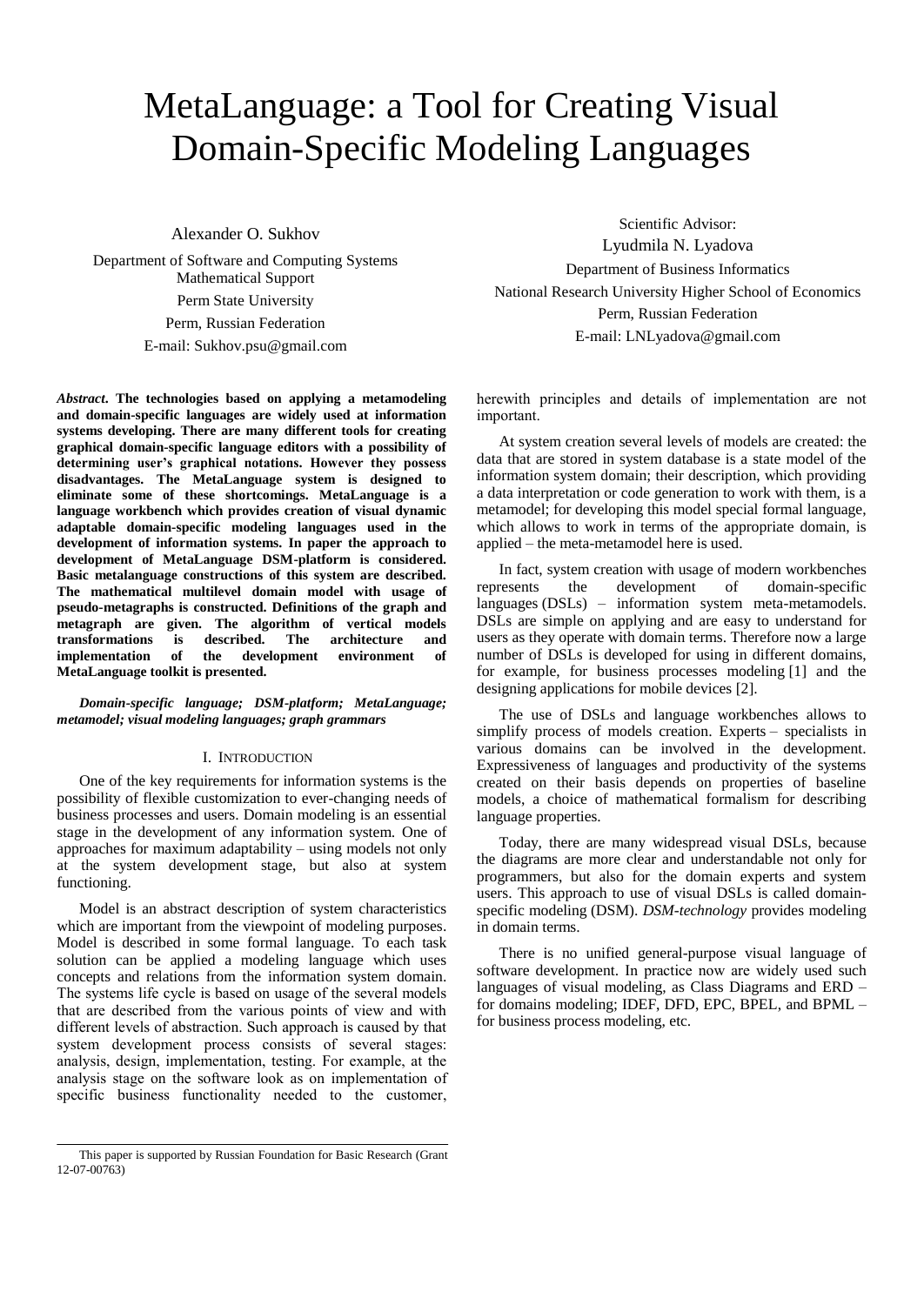# MetaLanguage: a Tool for Creating Visual Domain-Specific Modeling Languages

Alexander O. Sukhov

Department of Software and Computing Systems Mathematical Support

Perm State University

Perm, Russian Federation

E-mail: Sukhov.psu@gmail.com

Scientific Advisor:

Lyudmila N. Lyadova

Department of Business Informatics

National Research University Higher School of Economics

Perm, Russian Federation

E-mail: LNLyadova@gmail.com

***Abstract*. The technologies based on applying a metamodeling and domain-specific languages are widely used at information systems developing. There are many different tools for creating graphical domain-specific language editors with a possibility of determining user's graphical notations. However they possess disadvantages. The MetaLanguage system is designed to eliminate some of these shortcomings. MetaLanguage is a language workbench which provides creation of visual dynamic adaptable domain-specific modeling languages used in the development of information systems. In paper the approach to development of MetaLanguage DSM-platform is considered. Basic metalanguage constructions of this system are described. The mathematical multilevel domain model with usage of pseudo-metagraphs is constructed. Definitions of the graph and metagraph are given. The algorithm of vertical models transformations is described. The architecture and implementation of the development environment of MetaLanguage toolkit is presented.**

***Domain-specific language; DSM-platform; MetaLanguage; metamodel; visual modeling languages; graph grammars***

## I. Introduction

One of the key requirements for information systems is the possibility of flexible customization to ever-changing needs of business processes and users. Domain modeling is an essential stage in the development of any information system. One of approaches for maximum adaptability – using models not only at the system development stage, but also at system functioning.

Model is an abstract description of system characteristics which are important from the viewpoint of modeling purposes. Model is described in some formal language. To each task solution can be applied a modeling language which uses concepts and relations from the information system domain. The systems life cycle is based on usage of the several models that are described from the various points of view and with different levels of abstraction. Such approach is caused by that system development process consists of several stages: analysis, design, implementation, testing. For example, at the analysis stage on the software look as on implementation of specific business functionality needed to the customer, herewith principles and details of implementation are not important.

At system creation several levels of models are created: the data that are stored in system database is a state model of the information system domain; their description, which providing a data interpretation or code generation to work with them, is a metamodel; for developing this model special formal language, which allows to work in terms of the appropriate domain, is applied – the meta-metamodel here is used.

In fact, system creation with usage of modern workbenches represents the development of domain-specific languages (DSLs) – information system meta-metamodels. DSLs are simple on applying and are easy to understand for users as they operate with domain terms. Therefore now a large number of DSLs is developed for using in different domains, for example, for business processes modeling [1] and the designing applications for mobile devices [2].

The use of DSLs and language workbenches allows to simplify process of models creation. Experts – specialists in various domains can be involved in the development. Expressiveness of languages and productivity of the systems created on their basis depends on properties of baseline models, a choice of mathematical formalism for describing language properties.

Today, there are many widespread visual DSLs, because the diagrams are more clear and understandable not only for programmers, but also for the domain experts and system users. This approach to use of visual DSLs is called domain-specific modeling (DSM). *DSM-technology* provides modeling in domain terms.

There is no unified general-purpose visual language of software development. In practice now are widely used such languages of visual modeling, as Class Diagrams and ERD – for domains modeling; IDEF, DFD, EPC, BPEL, and BPML – for business process modeling, etc.

---

This paper is supported by Russian Foundation for Basic Research (Grant 12-07-00763)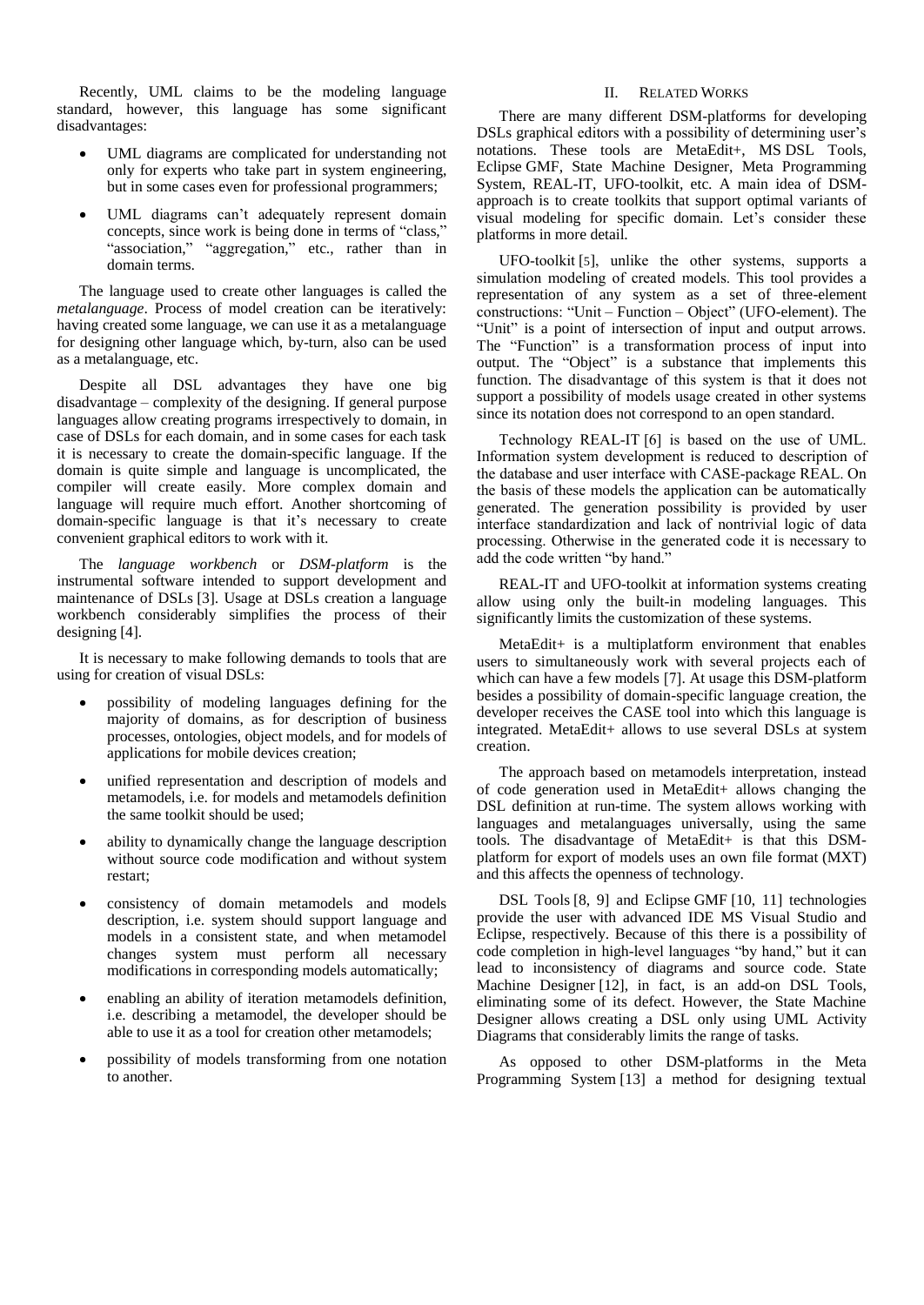Recently, UML claims to be the modeling language standard, however, this language has some significant disadvantages:

- UML diagrams are complicated for understanding not only for experts who take part in system engineering, but in some cases even for professional programmers;
- UML diagrams can't adequately represent domain concepts, since work is being done in terms of "class," "association," "aggregation," etc., rather than in domain terms.

The language used to create other languages is called the *metalanguage*. Process of model creation can be iteratively: having created some language, we can use it as a metalanguage for designing other language which, by-turn, also can be used as a metalanguage, etc.

Despite all DSL advantages they have one big disadvantage – complexity of the designing. If general purpose languages allow creating programs irrespectively to domain, in case of DSLs for each domain, and in some cases for each task it is necessary to create the domain-specific language. If the domain is quite simple and language is uncomplicated, the compiler will create easily. More complex domain and language will require much effort. Another shortcoming of domain-specific language is that it's necessary to create convenient graphical editors to work with it.

The *language workbench* or *DSM-platform* is the instrumental software intended to support development and maintenance of DSLs [3]. Usage at DSLs creation a language workbench considerably simplifies the process of their designing [4].

It is necessary to make following demands to tools that are using for creation of visual DSLs:

- possibility of modeling languages defining for the majority of domains, as for description of business processes, ontologies, object models, and for models of applications for mobile devices creation;
- unified representation and description of models and metamodels, i.e. for models and metamodels definition the same toolkit should be used;
- ability to dynamically change the language description without source code modification and without system restart;
- consistency of domain metamodels and models description, i.e. system should support language and models in a consistent state, and when metamodel changes system must perform all necessary modifications in corresponding models automatically;
- enabling an ability of iteration metamodels definition, i.e. describing a metamodel, the developer should be able to use it as a tool for creation other metamodels;
- possibility of models transforming from one notation to another.

## II. Related Works

There are many different DSM-platforms for developing DSLs graphical editors with a possibility of determining user's notations. These tools are MetaEdit+, MS DSL Tools, Eclipse GMF, State Machine Designer, Meta Programming System, REAL-IT, UFO-toolkit, etc. A main idea of DSM-approach is to create toolkits that support optimal variants of visual modeling for specific domain. Let's consider these platforms in more detail.

UFO-toolkit [5], unlike the other systems, supports a simulation modeling of created models. This tool provides a representation of any system as a set of three-element constructions: "Unit – Function – Object" (UFO-element). The "Unit" is a point of intersection of input and output arrows. The "Function" is a transformation process of input into output. The "Object" is a substance that implements this function. The disadvantage of this system is that it does not support a possibility of models usage created in other systems since its notation does not correspond to an open standard.

Technology REAL-IT [6] is based on the use of UML. Information system development is reduced to description of the database and user interface with CASE-package REAL. On the basis of these models the application can be automatically generated. The generation possibility is provided by user interface standardization and lack of nontrivial logic of data processing. Otherwise in the generated code it is necessary to add the code written "by hand."

REAL-IT and UFO-toolkit at information systems creating allow using only the built-in modeling languages. This significantly limits the customization of these systems.

MetaEdit+ is a multiplatform environment that enables users to simultaneously work with several projects each of which can have a few models [7]. At usage this DSM-platform besides a possibility of domain-specific language creation, the developer receives the CASE tool into which this language is integrated. MetaEdit+ allows to use several DSLs at system creation.

The approach based on metamodels interpretation, instead of code generation used in MetaEdit+ allows changing the DSL definition at run-time. The system allows working with languages and metalanguages universally, using the same tools. The disadvantage of MetaEdit+ is that this DSM-platform for export of models uses an own file format (MXT) and this affects the openness of technology.

DSL Tools [8, 9] and Eclipse GMF [10, 11] technologies provide the user with advanced IDE MS Visual Studio and Eclipse, respectively. Because of this there is a possibility of code completion in high-level languages "by hand," but it can lead to inconsistency of diagrams and source code. State Machine Designer [12], in fact, is an add-on DSL Tools, eliminating some of its defect. However, the State Machine Designer allows creating a DSL only using UML Activity Diagrams that considerably limits the range of tasks.

As opposed to other DSM-platforms in the Meta Programming System [13] a method for designing textual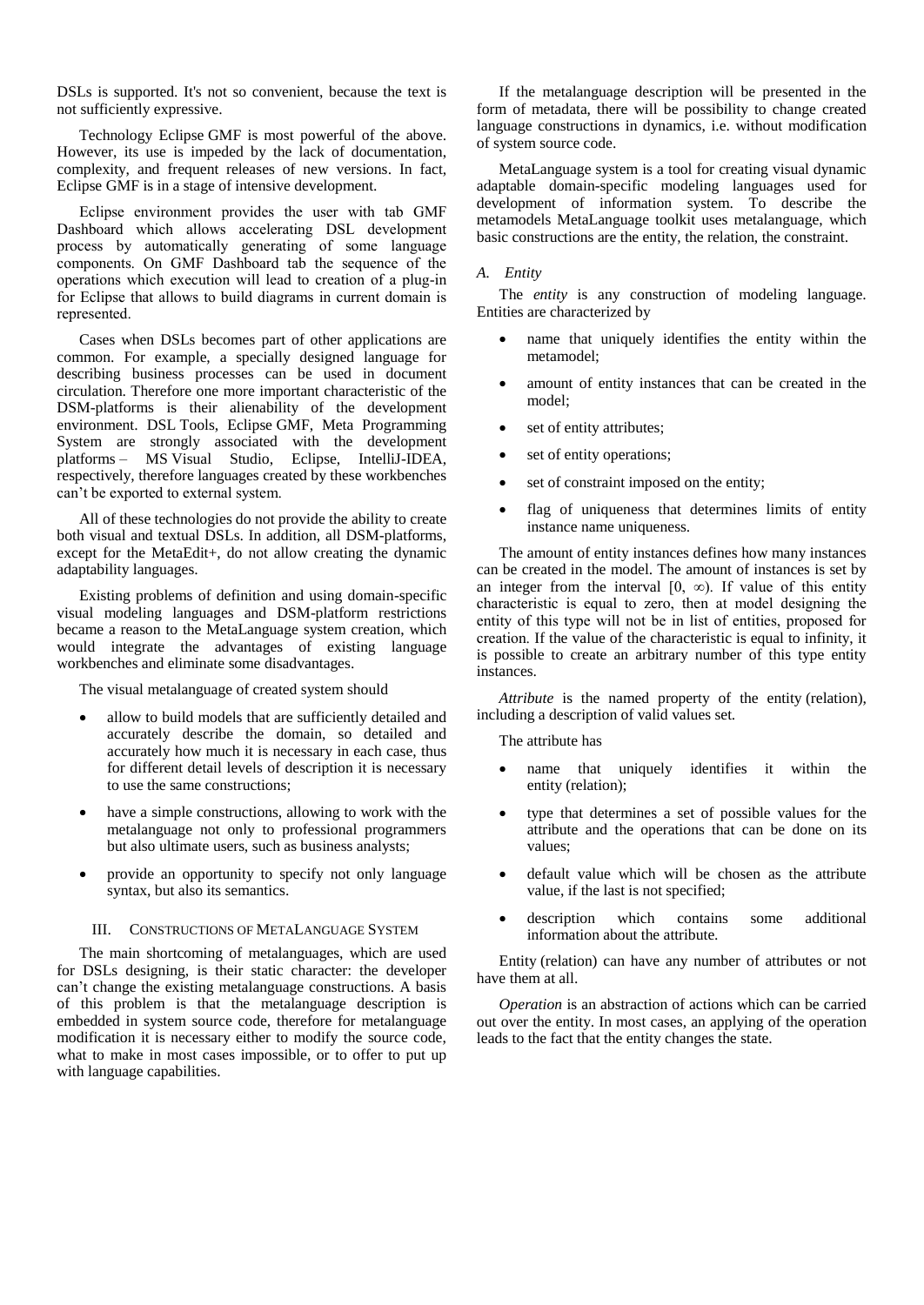DSLs is supported. It's not so convenient, because the text is not sufficiently expressive.

Technology Eclipse GMF is most powerful of the above. However, its use is impeded by the lack of documentation, complexity, and frequent releases of new versions. In fact, Eclipse GMF is in a stage of intensive development.

Eclipse environment provides the user with tab GMF Dashboard which allows accelerating DSL development process by automatically generating of some language components. On GMF Dashboard tab the sequence of the operations which execution will lead to creation of a plug-in for Eclipse that allows to build diagrams in current domain is represented.

Cases when DSLs becomes part of other applications are common. For example, a specially designed language for describing business processes can be used in document circulation. Therefore one more important characteristic of the DSM-platforms is their alienability of the development environment. DSL Tools, Eclipse GMF, Meta Programming System are strongly associated with the development platforms – MS Visual Studio, Eclipse, IntelliJ-IDEA, respectively, therefore languages created by these workbenches can't be exported to external system.

All of these technologies do not provide the ability to create both visual and textual DSLs. In addition, all DSM-platforms, except for the MetaEdit+, do not allow creating the dynamic adaptability languages.

Existing problems of definition and using domain-specific visual modeling languages and DSM-platform restrictions became a reason to the MetaLanguage system creation, which would integrate the advantages of existing language workbenches and eliminate some disadvantages.

The visual metalanguage of created system should

- allow to build models that are sufficiently detailed and accurately describe the domain, so detailed and accurately how much it is necessary in each case, thus for different detail levels of description it is necessary to use the same constructions;
- have a simple constructions, allowing to work with the metalanguage not only to professional programmers but also ultimate users, such as business analysts;
- provide an opportunity to specify not only language syntax, but also its semantics.

## III. Constructions of MetaLanguage System

The main shortcoming of metalanguages, which are used for DSLs designing, is their static character: the developer can't change the existing metalanguage constructions. A basis of this problem is that the metalanguage description is embedded in system source code, therefore for metalanguage modification it is necessary either to modify the source code, what to make in most cases impossible, or to offer to put up with language capabilities.

If the metalanguage description will be presented in the form of metadata, there will be possibility to change created language constructions in dynamics, i.e. without modification of system source code.

MetaLanguage system is a tool for creating visual dynamic adaptable domain-specific modeling languages used for development of information system. To describe the metamodels MetaLanguage toolkit uses metalanguage, which basic constructions are the entity, the relation, the constraint.

### A. Entity

The *entity* is any construction of modeling language. Entities are characterized by

- name that uniquely identifies the entity within the metamodel;
- amount of entity instances that can be created in the model;
- set of entity attributes;
- set of entity operations;
- set of constraint imposed on the entity;
- flag of uniqueness that determines limits of entity instance name uniqueness.

The amount of entity instances defines how many instances can be created in the model. The amount of instances is set by an integer from the interval $[0, \infty)$. If value of this entity characteristic is equal to zero, then at model designing the entity of this type will not be in list of entities, proposed for creation. If the value of the characteristic is equal to infinity, it is possible to create an arbitrary number of this type entity instances.

*Attribute* is the named property of the entity (relation), including a description of valid values set.

The attribute has

- name that uniquely identifies it within the entity (relation);
- type that determines a set of possible values for the attribute and the operations that can be done on its values;
- default value which will be chosen as the attribute value, if the last is not specified;
- description which contains some additional information about the attribute.

Entity (relation) can have any number of attributes or not have them at all.

*Operation* is an abstraction of actions which can be carried out over the entity. In most cases, an applying of the operation leads to the fact that the entity changes the state.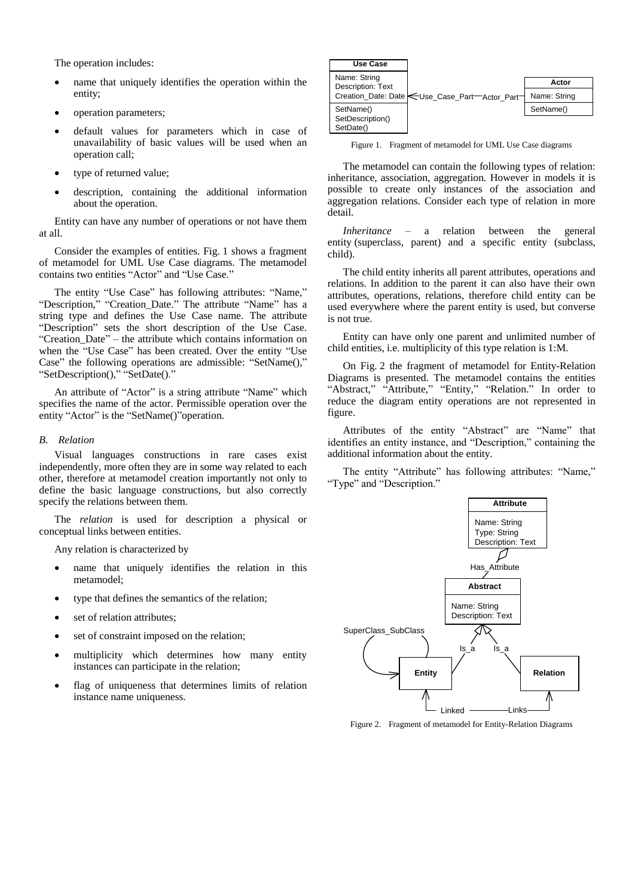The operation includes:

- name that uniquely identifies the operation within the entity;
- operation parameters;
- default values for parameters which in case of unavailability of basic values will be used when an operation call;
- type of returned value;
- description, containing the additional information about the operation.

Entity can have any number of operations or not have them at all.

Consider the examples of entities. Fig. 1 shows a fragment of metamodel for UML Use Case diagrams. The metamodel contains two entities "Actor" and "Use Case."

The entity "Use Case" has following attributes: "Name," "Description," "Creation_Date." The attribute "Name" has a string type and defines the Use Case name. The attribute "Description" sets the short description of the Use Case. "Creation_Date" – the attribute which contains information on when the "Use Case" has been created. Over the entity "Use Case" the following operations are admissible: "SetName()," "SetDescription()," "SetDate()."

An attribute of "Actor" is a string attribute "Name" which specifies the name of the actor. Permissible operation over the entity "Actor" is the "SetName()"operation.

### *B. Relation*

Visual languages constructions in rare cases exist independently, more often they are in some way related to each other, therefore at metamodel creation importantly not only to define the basic language constructions, but also correctly specify the relations between them.

The *relation* is used for description a physical or conceptual links between entities.

Any relation is characterized by

- name that uniquely identifies the relation in this metamodel;
- type that defines the semantics of the relation;
- set of relation attributes;
- set of constraint imposed on the relation;
- multiplicity which determines how many entity instances can participate in the relation;
- flag of uniqueness that determines limits of relation instance name uniqueness.

Use Case
Name: String
Description: Text
Creation_Date: Date
SetName()
SetDescription()
SetDate()
Use_Case_Part
Actor_Part
Actor
Name: String
SetName()

Figure 1. Fragment of metamodel for UML Use Case diagrams

The metamodel can contain the following types of relation: inheritance, association, aggregation. However in models it is possible to create only instances of the association and aggregation relations. Consider each type of relation in more detail.

*Inheritance* – a relation between the general entity (superclass, parent) and a specific entity (subclass, child).

The child entity inherits all parent attributes, operations and relations. In addition to the parent it can also have their own attributes, operations, relations, therefore child entity can be used everywhere where the parent entity is used, but converse is not true.

Entity can have only one parent and unlimited number of child entities, i.e. multiplicity of this type relation is 1:M.

On Fig. 2 the fragment of metamodel for Entity-Relation Diagrams is presented. The metamodel contains the entities "Abstract," "Attribute," "Entity," "Relation." In order to reduce the diagram entity operations are not represented in figure.

Attributes of the entity "Abstract" are "Name" that identifies an entity instance, and "Description," containing the additional information about the entity.

The entity "Attribute" has following attributes: "Name," "Type" and "Description."

Attribute
Name: String
Type: String
Description: Text
Has_Attribute
Abstract
Name: String
Description: Text
SuperClass_SubClass
Is_a
Is_a
Entity
Relation
Linked
Links

Figure 2. Fragment of metamodel for Entity-Relation Diagrams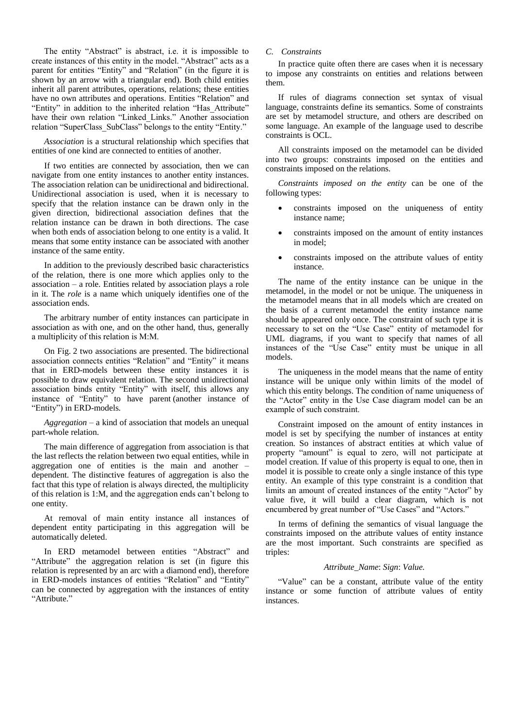The entity "Abstract" is abstract, i.e. it is impossible to create instances of this entity in the model. "Abstract" acts as a parent for entities "Entity" and "Relation" (in the figure it is shown by an arrow with a triangular end). Both child entities inherit all parent attributes, operations, relations; these entities have no own attributes and operations. Entities "Relation" and "Entity" in addition to the inherited relation "Has_Attribute" have their own relation "Linked_Links." Another association relation "SuperClass_SubClass" belongs to the entity "Entity."

*Association* is a structural relationship which specifies that entities of one kind are connected to entities of another.

If two entities are connected by association, then we can navigate from one entity instances to another entity instances. The association relation can be unidirectional and bidirectional. Unidirectional association is used, when it is necessary to specify that the relation instance can be drawn only in the given direction, bidirectional association defines that the relation instance can be drawn in both directions. The case when both ends of association belong to one entity is a valid. It means that some entity instance can be associated with another instance of the same entity.

In addition to the previously described basic characteristics of the relation, there is one more which applies only to the association – a role. Entities related by association plays a role in it. The *role* is a name which uniquely identifies one of the association ends.

The arbitrary number of entity instances can participate in association as with one, and on the other hand, thus, generally a multiplicity of this relation is M:M.

On Fig. 2 two associations are presented. The bidirectional association connects entities "Relation" and "Entity" it means that in ERD-models between these entity instances it is possible to draw equivalent relation. The second unidirectional association binds entity "Entity" with itself, this allows any instance of "Entity" to have parent (another instance of "Entity") in ERD-models.

*Aggregation* – a kind of association that models an unequal part-whole relation.

The main difference of aggregation from association is that the last reflects the relation between two equal entities, while in aggregation one of entities is the main and another – dependent. The distinctive features of aggregation is also the fact that this type of relation is always directed, the multiplicity of this relation is 1:M, and the aggregation ends can't belong to one entity.

At removal of main entity instance all instances of dependent entity participating in this aggregation will be automatically deleted.

In ERD metamodel between entities "Abstract" and "Attribute" the aggregation relation is set (in figure this relation is represented by an arc with a diamond end), therefore in ERD-models instances of entities "Relation" and "Entity" can be connected by aggregation with the instances of entity "Attribute."

### C. Constraints

In practice quite often there are cases when it is necessary to impose any constraints on entities and relations between them.

If rules of diagrams connection set syntax of visual language, constraints define its semantics. Some of constraints are set by metamodel structure, and others are described on some language. An example of the language used to describe constraints is OCL.

All constraints imposed on the metamodel can be divided into two groups: constraints imposed on the entities and constraints imposed on the relations.

*Constraints imposed on the entity* can be one of the following types:

- constraints imposed on the uniqueness of entity instance name;
- constraints imposed on the amount of entity instances in model;
- constraints imposed on the attribute values of entity instance.

The name of the entity instance can be unique in the metamodel, in the model or not be unique. The uniqueness in the metamodel means that in all models which are created on the basis of a current metamodel the entity instance name should be appeared only once. The constraint of such type it is necessary to set on the "Use Case" entity of metamodel for UML diagrams, if you want to specify that names of all instances of the "Use Case" entity must be unique in all models.

The uniqueness in the model means that the name of entity instance will be unique only within limits of the model of which this entity belongs. The condition of name uniqueness of the "Actor" entity in the Use Case diagram model can be an example of such constraint.

Constraint imposed on the amount of entity instances in model is set by specifying the number of instances at entity creation. So instances of abstract entities at which value of property "amount" is equal to zero, will not participate at model creation. If value of this property is equal to one, then in model it is possible to create only a single instance of this type entity. An example of this type constraint is a condition that limits an amount of created instances of the entity "Actor" by value five, it will build a clear diagram, which is not encumbered by great number of "Use Cases" and "Actors."

In terms of defining the semantics of visual language the constraints imposed on the attribute values of entity instance are the most important. Such constraints are specified as triples:

*Attribute_Name*: *Sign*: *Value.*

"Value" can be a constant, attribute value of the entity instance or some function of attribute values of entity instances.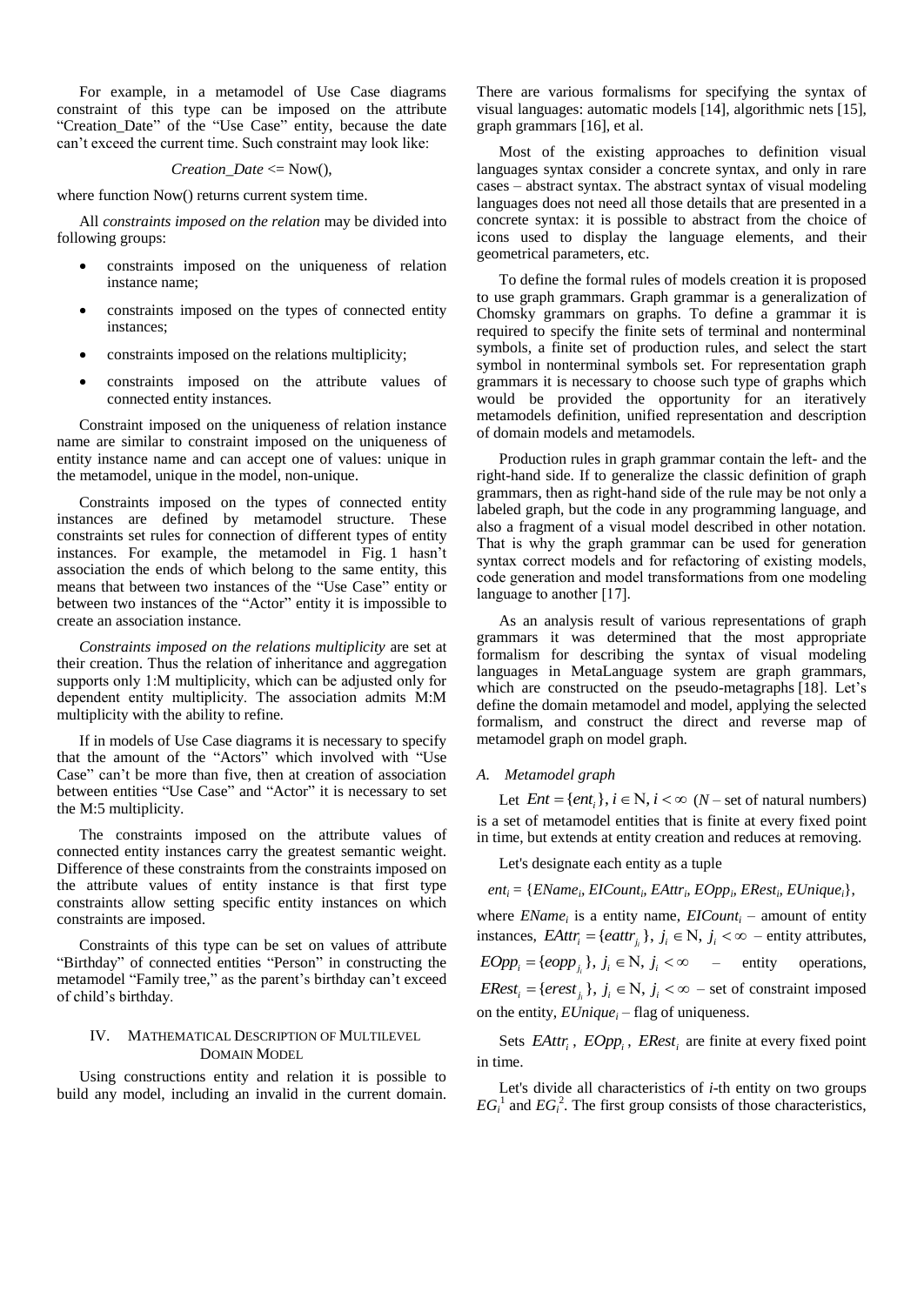For example, in a metamodel of Use Case diagrams constraint of this type can be imposed on the attribute "Creation_Date" of the "Use Case" entity, because the date can't exceed the current time. Such constraint may look like:

$$Creation\_Date <= \text{Now}(),$$

where function Now() returns current system time.

All *constraints imposed on the relation* may be divided into following groups:

- constraints imposed on the uniqueness of relation instance name;
- constraints imposed on the types of connected entity instances;
- constraints imposed on the relations multiplicity;
- constraints imposed on the attribute values of connected entity instances.

Constraint imposed on the uniqueness of relation instance name are similar to constraint imposed on the uniqueness of entity instance name and can accept one of values: unique in the metamodel, unique in the model, non-unique.

Constraints imposed on the types of connected entity instances are defined by metamodel structure. These constraints set rules for connection of different types of entity instances. For example, the metamodel in Fig. 1 hasn't association the ends of which belong to the same entity, this means that between two instances of the "Use Case" entity or between two instances of the "Actor" entity it is impossible to create an association instance.

*Constraints imposed on the relations multiplicity* are set at their creation. Thus the relation of inheritance and aggregation supports only 1:M multiplicity, which can be adjusted only for dependent entity multiplicity. The association admits M:M multiplicity with the ability to refine.

If in models of Use Case diagrams it is necessary to specify that the amount of the "Actors" which involved with "Use Case" can't be more than five, then at creation of association between entities "Use Case" and "Actor" it is necessary to set the M:5 multiplicity.

The constraints imposed on the attribute values of connected entity instances carry the greatest semantic weight. Difference of these constraints from the constraints imposed on the attribute values of entity instance is that first type constraints allow setting specific entity instances on which constraints are imposed.

Constraints of this type can be set on values of attribute "Birthday" of connected entities "Person" in constructing the metamodel "Family tree," as the parent's birthday can't exceed of child's birthday.

## IV. Mathematical Description of Multilevel Domain Model

Using constructions entity and relation it is possible to build any model, including an invalid in the current domain. There are various formalisms for specifying the syntax of visual languages: automatic models [14], algorithmic nets [15], graph grammars [16], et al.

Most of the existing approaches to definition visual languages syntax consider a concrete syntax, and only in rare cases – abstract syntax. The abstract syntax of visual modeling languages does not need all those details that are presented in a concrete syntax: it is possible to abstract from the choice of icons used to display the language elements, and their geometrical parameters, etc.

To define the formal rules of models creation it is proposed to use graph grammars. Graph grammar is a generalization of Chomsky grammars on graphs. To define a grammar it is required to specify the finite sets of terminal and nonterminal symbols, a finite set of production rules, and select the start symbol in nonterminal symbols set. For representation graph grammars it is necessary to choose such type of graphs which would be provided the opportunity for an iteratively metamodels definition, unified representation and description of domain models and metamodels.

Production rules in graph grammar contain the left- and the right-hand side. If to generalize the classic definition of graph grammars, then as right-hand side of the rule may be not only a labeled graph, but the code in any programming language, and also a fragment of a visual model described in other notation. That is why the graph grammar can be used for generation syntax correct models and for refactoring of existing models, code generation and model transformations from one modeling language to another [17].

As an analysis result of various representations of graph grammars it was determined that the most appropriate formalism for describing the syntax of visual modeling languages in MetaLanguage system are graph grammars, which are constructed on the pseudo-metagraphs [18]. Let's define the domain metamodel and model, applying the selected formalism, and construct the direct and reverse map of metamodel graph on model graph.

### A. Metamodel graph

Let $Ent = \{ent_i\}, i \in \mathrm{N}, i < \infty$ ($N$ – set of natural numbers) is a set of metamodel entities that is finite at every fixed point in time, but extends at entity creation and reduces at removing.

Let's designate each entity as a tuple

$$ent_i = \{EName_i, EICount_i, EAttr_i, EOpp_i, ERest_i, EUnique_i\},$$

where $EName_i$ is a entity name, $EICount_i$ – amount of entity instances, $EAttr_i = \{eattr_{j_i}\},\ j_i \in \mathrm{N},\ j_i < \infty$ – entity attributes, $EOpp_i = \{eopp_{j_i}\},\ j_i \in \mathrm{N},\ j_i < \infty$ – entity operations, $ERest_i = \{erest_{j_i}\},\ j_i \in \mathrm{N},\ j_i < \infty$ – set of constraint imposed on the entity, $EUnique_i$ – flag of uniqueness.

Sets $EAttr_i$, $EOpp_i$, $ERest_i$ are finite at every fixed point in time.

Let's divide all characteristics of $i$-th entity on two groups $EG_i^1$ and $EG_i^2$. The first group consists of those characteristics,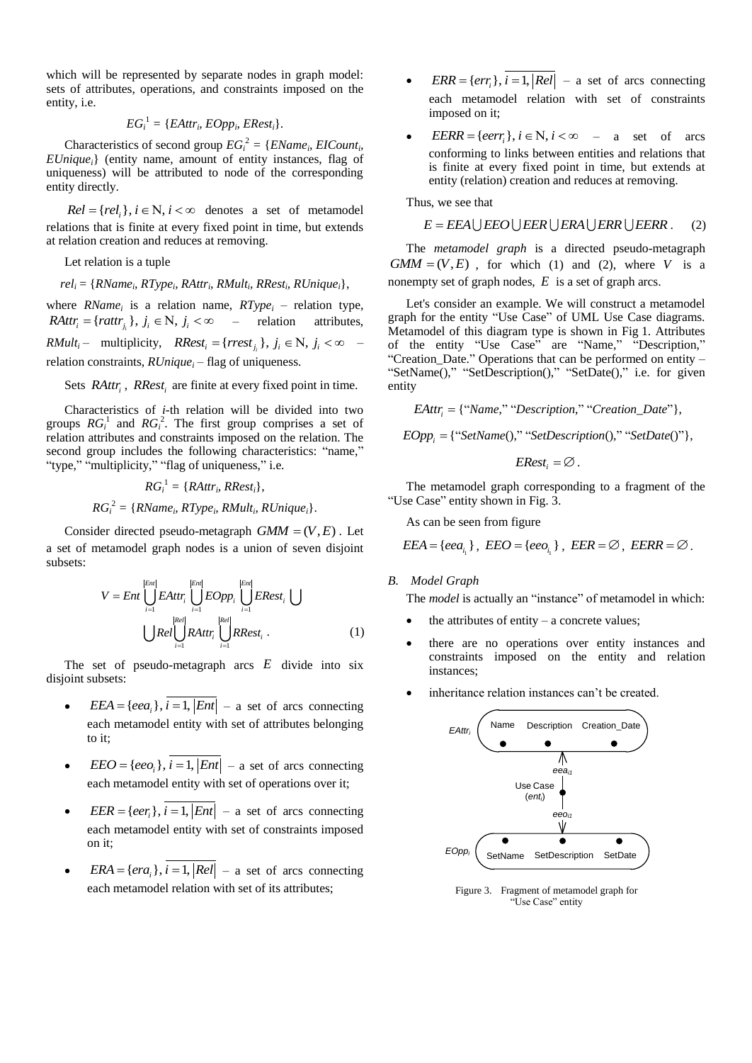which will be represented by separate nodes in graph model: sets of attributes, operations, and constraints imposed on the entity, i.e.

$$EG_i^1 = \{EAttr_i, EOpp_i, ERest_i\}.$$

Characteristics of second group $EG_i^2 = \{EName_i, EICount_i, EUnique_i\}$ (entity name, amount of entity instances, flag of uniqueness) will be attributed to node of the corresponding entity directly.

$Rel = \{rel_i\}, i \in \mathrm{N}, i < \infty$ denotes a set of metamodel relations that is finite at every fixed point in time, but extends at relation creation and reduces at removing.

Let relation is a tuple

$$rel_i = \{RName_i, RType_i, RAttr_i, RMult_i, RRest_i, RUnique_i\},$$

where $RName_i$ is a relation name, $RType_i$ – relation type, $RAttr_i = \{rattr_{j_i}\}, j_i \in \mathrm{N}, j_i < \infty$ – relation attributes, $RMult_i$ – multiplicity, $RRest_i = \{rrest_{j_i}\}, j_i \in \mathrm{N}, j_i < \infty$ – relation constraints, $RUnique_i$ – flag of uniqueness.

Sets $RAttr_i$, $RRest_i$ are finite at every fixed point in time.

Characteristics of $i$-th relation will be divided into two groups $RG_i^1$ and $RG_i^2$. The first group comprises a set of relation attributes and constraints imposed on the relation. The second group includes the following characteristics: "name," "type," "multiplicity," "flag of uniqueness," i.e.

$$RG_i^1 = \{RAttr_i, RRest_i\},$$

$$RG_i^2 = \{RName_i, RType_i, RMult_i, RUnique_i\}.$$

Consider directed pseudo-metagraph $GMM = (V, E)$. Let a set of metamodel graph nodes is a union of seven disjoint subsets:

$$V = Ent \bigcup_{i=1}^{|Ent|} EAttr_i \bigcup_{i=1}^{|Ent|} EOpp_i \bigcup_{i=1}^{|Ent|} ERest_i \bigcup \bigcup Rel \bigcup_{i=1}^{|Rel|} RAttr_i \bigcup_{i=1}^{|Rel|} RRest_i . \quad (1)$$

The set of pseudo-metagraph arcs $E$ divide into six disjoint subsets:

- $EEA = \{eea_i\}, i = \overline{1, |Ent|}$ – a set of arcs connecting each metamodel entity with set of attributes belonging to it;
- $EEO = \{eeo_i\}, i = \overline{1, |Ent|}$ – a set of arcs connecting each metamodel entity with set of operations over it;
- $EER = \{eer_i\}, i = \overline{1, |Ent|}$ – a set of arcs connecting each metamodel entity with set of constraints imposed on it;
- $ERA = \{era_i\}, i = \overline{1, |Rel|}$ – a set of arcs connecting each metamodel relation with set of its attributes;
- $ERR = \{err_i\}, i = \overline{1, |Rel|}$ – a set of arcs connecting each metamodel relation with set of constraints imposed on it;
- $EERR = \{eerr_i\}, i \in \mathrm{N}, i < \infty$ – a set of arcs conforming to links between entities and relations that is finite at every fixed point in time, but extends at entity (relation) creation and reduces at removing.

Thus, we see that

$$E = EEA \bigcup EEO \bigcup EER \bigcup ERA \bigcup ERR \bigcup EERR . \quad (2)$$

The *metamodel graph* is a directed pseudo-metagraph $GMM = (V, E)$, for which (1) and (2), where $V$ is a nonempty set of graph nodes, $E$ is a set of graph arcs.

Let's consider an example. We will construct a metamodel graph for the entity "Use Case" of UML Use Case diagrams. Metamodel of this diagram type is shown in Fig 1. Attributes of the entity "Use Case" are "Name," "Description," "Creation_Date." Operations that can be performed on entity – "SetName()," "SetDescription()," "SetDate()," i.e. for given entity

$$EAttr_i = \{\text{"Name," "Description," "Creation\_Date"}\},$$

$$EOpp_i = \{\text{"SetName()," "SetDescription()," "SetDate()"}\},$$

$$ERest_i = \varnothing .$$

The metamodel graph corresponding to a fragment of the "Use Case" entity shown in Fig. 3.

As can be seen from figure

$$EEA = \{eea_{i_1}\},\ EEO = \{eeo_{i_1}\},\ EER = \varnothing,\ EERR = \varnothing .$$

### B. Model Graph

The *model* is actually an "instance" of metamodel in which:

- the attributes of entity – a concrete values;
- there are no operations over entity instances and constraints imposed on the entity and relation instances;
- inheritance relation instances can't be created.

Figure 3. Fragment of metamodel graph for "Use Case" entity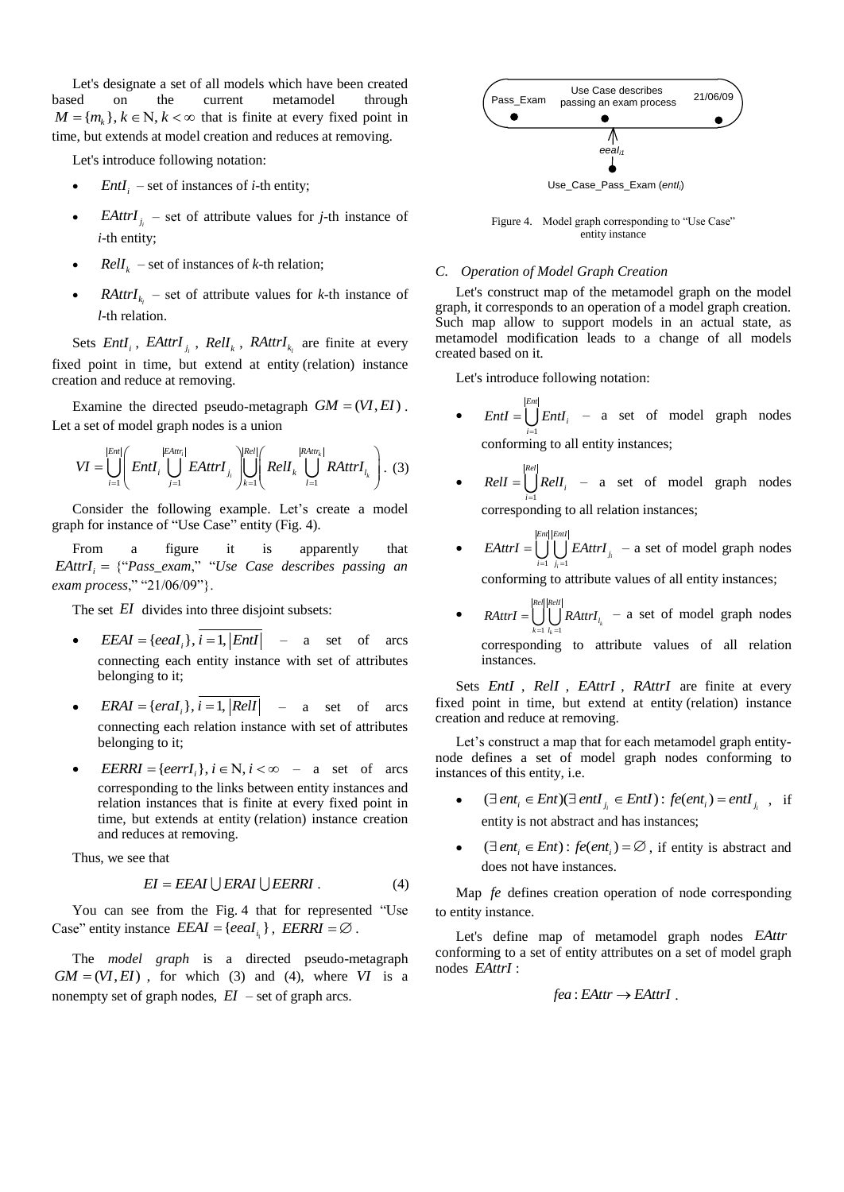Let's designate a set of all models which have been created based on the current metamodel through $M = \{m_k\}, k \in \mathrm{N}, k < \infty$ that is finite at every fixed point in time, but extends at model creation and reduces at removing.

Let's introduce following notation:

- $EntI_i$ – set of instances of *i*-th entity;
- $EAttrI_{j_i}$ – set of attribute values for *j*-th instance of *i*-th entity;
- $RelI_k$ – set of instances of *k*-th relation;
- $RAttrI_{k_l}$ – set of attribute values for *k*-th instance of *l*-th relation.

Sets $EntI_i$, $EAttrI_{j_i}$, $RelI_k$, $RAttrI_{k_l}$ are finite at every fixed point in time, but extend at entity (relation) instance creation and reduce at removing.

Examine the directed pseudo-metagraph $GM = (VI, EI)$. Let a set of model graph nodes is a union

$$VI = \bigcup_{i=1}^{|Ent|}\left( EntI_i \bigcup_{j=1}^{|EAttr_i|} EAttrI_{j_i} \right) \bigcup_{k=1}^{|Rel|}\left( RelI_k \bigcup_{l=1}^{|RAttr_k|} RAttrI_{l_k} \right). \quad (3)$$

Consider the following example. Let's create a model graph for instance of "Use Case" entity (Fig. 4).

From a figure it is apparently that $EAttrI_i$ = {"*Pass_exam*," "*Use Case describes passing an exam process*," "21/06/09"}.

The set $EI$ divides into three disjoint subsets:

- $EEAI = \{eeaI_i\}, \overline{i = 1, |EntI|}$ – a set of arcs connecting each entity instance with set of attributes belonging to it;
- $ERAI = \{eraI_i\}, \overline{i = 1, |RelI|}$ – a set of arcs connecting each relation instance with set of attributes belonging to it;
- $EERRI = \{eerrI_i\}, i \in \mathrm{N}, i < \infty$ – a set of arcs corresponding to the links between entity instances and relation instances that is finite at every fixed point in time, but extends at entity (relation) instance creation and reduces at removing.

Thus, we see that

$$EI = EEAI \bigcup ERAI \bigcup EERRI. \quad (4)$$

You can see from the Fig. 4 that for represented "Use Case" entity instance $EEAI = \{eeaI_{i_1}\}$, $EERRI = \varnothing$.

The *model graph* is a directed pseudo-metagraph $GM = (VI, EI)$, for which (3) and (4), where $VI$ is a nonempty set of graph nodes, $EI$ – set of graph arcs.

Figure 4. Model graph corresponding to "Use Case" entity instance

### C. Operation of Model Graph Creation

Let's construct map of the metamodel graph on the model graph, it corresponds to an operation of a model graph creation. Such map allow to support models in an actual state, as metamodel modification leads to a change of all models created based on it.

Let's introduce following notation:

- $EntI = \bigcup_{i=1}^{|Ent|} EntI_i$ – a set of model graph nodes conforming to all entity instances;
- $RelI = \bigcup_{i=1}^{|Rel|} RelI_i$ – a set of model graph nodes corresponding to all relation instances;
- $EAttrI = \bigcup_{i=1}^{|Ent|}\bigcup_{j_i=1}^{|EntI|} EAttrI_{j_i}$ – a set of model graph nodes conforming to attribute values of all entity instances;
- $RAttrI = \bigcup_{k=1}^{|Rel|}\bigcup_{l_k=1}^{|RelI|} RAttrI_{l_k}$ – a set of model graph nodes corresponding to attribute values of all relation instances.

Sets $EntI$, $RelI$, $EAttrI$, $RAttrI$ are finite at every fixed point in time, but extend at entity (relation) instance creation and reduce at removing.

Let's construct a map that for each metamodel graph entity-node defines a set of model graph nodes conforming to instances of this entity, i.e.

- $(\exists\, ent_i \in Ent)(\exists\, entI_{j_i} \in EntI): fe(ent_i) = entI_{j_i}$, if entity is not abstract and has instances;
- $(\exists\, ent_i \in Ent): fe(ent_i) = \varnothing$, if entity is abstract and does not have instances.

Map $fe$ defines creation operation of node corresponding to entity instance.

Let's define map of metamodel graph nodes $EAttr$ conforming to a set of entity attributes on a set of model graph nodes $EAttrI$:

$$fea: EAttr \rightarrow EAttrI.$$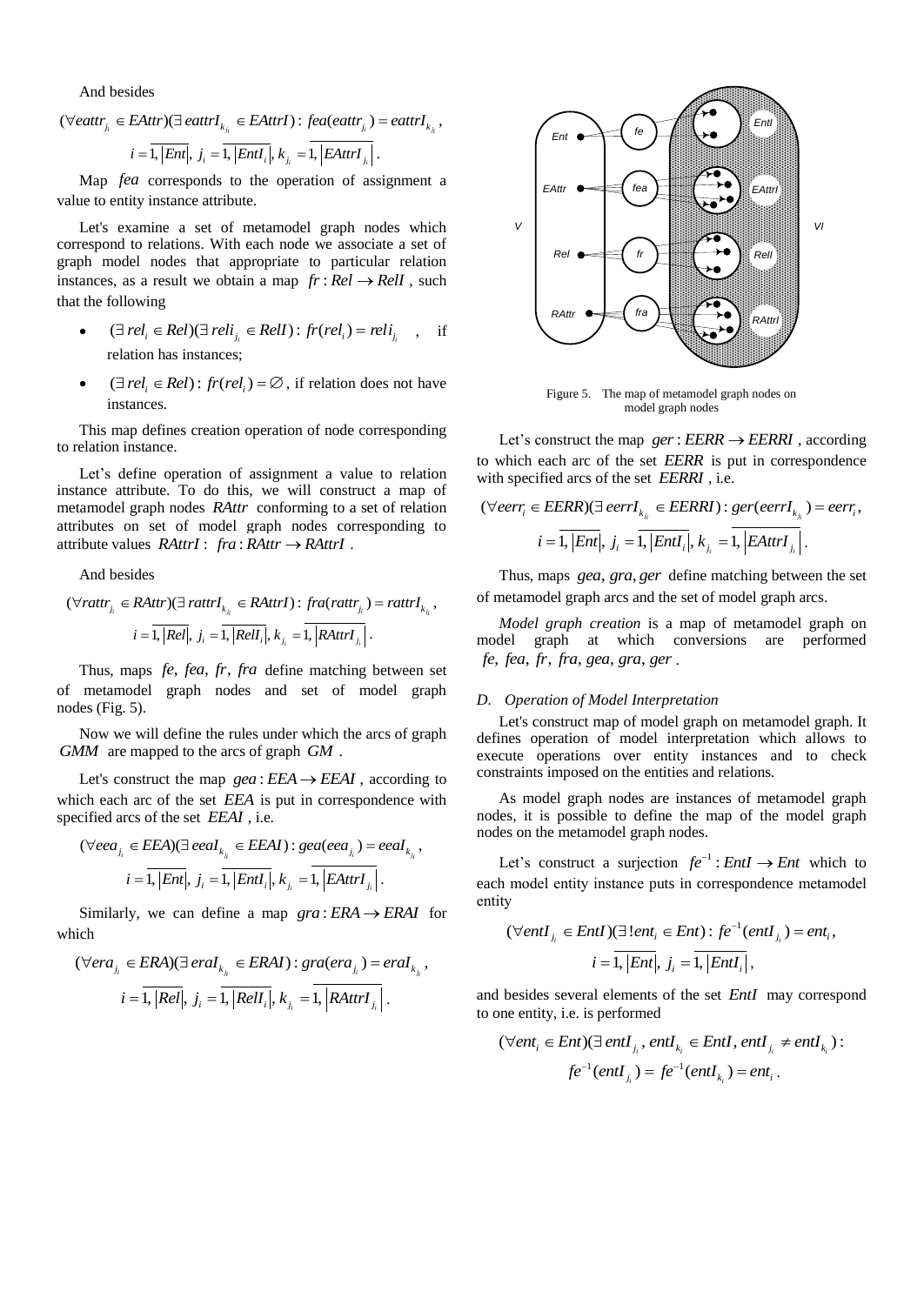And besides

$$(\forall eattr_{j_i} \in EAttr)(\exists\, eattrI_{k_{j_i}} \in EAttrI): fea(eattr_{j_i}) = eattrI_{k_{j_i}},$$

$$i = \overline{1, |Ent|},\ j_i = \overline{1, |EntI_i|},\ k_{j_i} = \overline{1, |EAttrI_{j_i}|}.$$

Map $fea$ corresponds to the operation of assignment a value to entity instance attribute.

Let's examine a set of metamodel graph nodes which correspond to relations. With each node we associate a set of graph model nodes that appropriate to particular relation instances, as a result we obtain a map $fr : Rel \rightarrow RelI$, such that the following

- $(\exists\, rel_i \in Rel)(\exists\, reli_{j_i} \in RelI): fr(rel_i) = reli_{j_i}$, if relation has instances;
- $(\exists\, rel_i \in Rel): fr(rel_i) = \varnothing$, if relation does not have instances.

This map defines creation operation of node corresponding to relation instance.

Let's define operation of assignment a value to relation instance attribute. To do this, we will construct a map of metamodel graph nodes $RAttr$ conforming to a set of relation attributes on set of model graph nodes corresponding to attribute values $RAttrI$: $fra : RAttr \rightarrow RAttrI$.

And besides

$$(\forall rattr_{j_i} \in RAttr)(\exists\, rattrI_{k_{j_i}} \in RAttrI): fra(rattr_{j_i}) = rattrI_{k_{j_i}},$$

$$i = \overline{1, |Rel|},\ j_i = \overline{1, |RelI_i|},\ k_{j_i} = \overline{1, |RAttrI_{j_i}|}.$$

Thus, maps $fe$, $fea$, $fr$, $fra$ define matching between set of metamodel graph nodes and set of model graph nodes (Fig. 5).

Now we will define the rules under which the arcs of graph $GMM$ are mapped to the arcs of graph $GM$.

Let's construct the map $gea : EEA \rightarrow EEAI$, according to which each arc of the set $EEA$ is put in correspondence with specified arcs of the set $EEAI$, i.e.

$$(\forall eea_{j_i} \in EEA)(\exists\, eeaI_{k_{j_i}} \in EEAI): gea(eea_{j_i}) = eeaI_{k_{j_i}},$$

$$i = \overline{1, |Ent|},\ j_i = \overline{1, |EntI_i|},\ k_{j_i} = \overline{1, |EAttrI_{j_i}|}.$$

Similarly, we can define a map $gra : ERA \rightarrow ERAI$ for which

$$(\forall era_{j_i} \in ERA)(\exists\, eraI_{k_{j_i}} \in ERAI): gra(era_{j_i}) = eraI_{k_{j_i}},$$

$$i = \overline{1, |Rel|},\ j_i = \overline{1, |RelI_i|},\ k_{j_i} = \overline{1, |RAttrI_{j_i}|}.$$

Figure 5. The map of metamodel graph nodes on model graph nodes

Let's construct the map $ger : EERR \rightarrow EERRI$, according to which each arc of the set $EERR$ is put in correspondence with specified arcs of the set $EERRI$, i.e.

$$(\forall eerr_i \in EERR)(\exists\, eerrI_{k_{j_i}} \in EERRI): ger(eerrI_{k_{j_i}}) = eerr_i,$$

$$i = \overline{1, |Ent|},\ j_i = \overline{1, |EntI_i|},\ k_{j_i} = \overline{1, |EAttrI_{j_i}|}.$$

Thus, maps $gea, gra, ger$ define matching between the set of metamodel graph arcs and the set of model graph arcs.

*Model graph creation* is a map of metamodel graph on model graph at which conversions are performed $fe$, $fea$, $fr$, $fra$, $gea$, $gra$, $ger$.

### D. Operation of Model Interpretation

Let's construct map of model graph on metamodel graph. It defines operation of model interpretation which allows to execute operations over entity instances and to check constraints imposed on the entities and relations.

As model graph nodes are instances of metamodel graph nodes, it is possible to define the map of the model graph nodes on the metamodel graph nodes.

Let's construct a surjection $fe^{-1} : EntI \rightarrow Ent$ which to each model entity instance puts in correspondence metamodel entity

$$(\forall entI_{j_i} \in EntI)(\exists!\, ent_i \in Ent): fe^{-1}(entI_{j_i}) = ent_i,$$

$$i = \overline{1, |Ent|},\ j_i = \overline{1, |EntI_i|},$$

and besides several elements of the set $EntI$ may correspond to one entity, i.e. is performed

$$(\forall ent_i \in Ent)(\exists\, entI_{j_i}, entI_{k_i} \in EntI, entI_{j_i} \neq entI_{k_i}):$$

$$fe^{-1}(entI_{j_i}) = fe^{-1}(entI_{k_i}) = ent_i.$$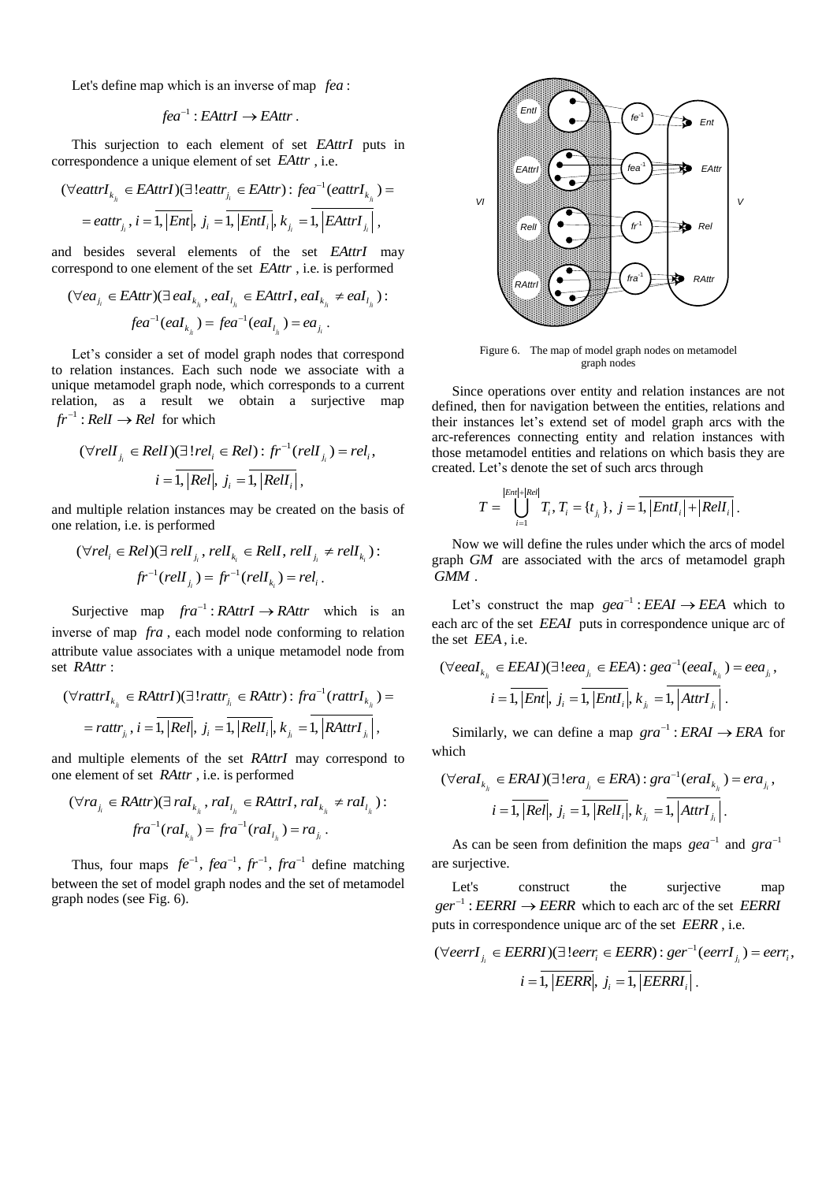Let's define map which is an inverse of map $fea$:

$$fea^{-1}: EAttrI \to EAttr .$$

This surjection to each element of set $EAttrI$ puts in correspondence a unique element of set $EAttr$, i.e.

$$(\forall eattrI_{k_{j_i}} \in EAttrI)(\exists ! eattr_{j_i} \in EAttr): fea^{-1}(eattrI_{k_{j_i}}) =$$
$$= eattr_{j_i}, i = \overline{1, |Ent|}, j_i = \overline{1, |EntI_i|}, k_{j_i} = \overline{1, |EAttrI_{j_i}|},$$

and besides several elements of the set $EAttrI$ may correspond to one element of the set $EAttr$, i.e. is performed

$$(\forall ea_{j_i} \in EAttr)(\exists\, eaI_{k_{j_i}}, eaI_{l_{j_i}} \in EAttrI, eaI_{k_{j_i}} \neq eaI_{l_{j_i}}):$$
$$fea^{-1}(eaI_{k_{j_i}}) = fea^{-1}(eaI_{l_{j_i}}) = ea_{j_i}.$$

Let's consider a set of model graph nodes that correspond to relation instances. Each such node we associate with a unique metamodel graph node, which corresponds to a current relation, as a result we obtain a surjective map $fr^{-1}: RelI \to Rel$ for which

$$(\forall relI_{j_i} \in RelI)(\exists ! rel_i \in Rel): fr^{-1}(relI_{j_i}) = rel_i,$$
$$i = \overline{1, |Rel|}, j_i = \overline{1, |RelI_i|},$$

and multiple relation instances may be created on the basis of one relation, i.e. is performed

$$(\forall rel_i \in Rel)(\exists\, relI_{j_i}, relI_{k_i} \in RelI, relI_{j_i} \neq relI_{k_i}):$$
$$fr^{-1}(relI_{j_i}) = fr^{-1}(relI_{k_i}) = rel_i.$$

Surjective map $fra^{-1}: RAttrI \to RAttr$ which is an inverse of map $fra$, each model node conforming to relation attribute value associates with a unique metamodel node from set $RAttr$:

$$(\forall rattrI_{k_{j_i}} \in RAttrI)(\exists ! rattr_{j_i} \in RAttr): fra^{-1}(rattrI_{k_{j_i}}) =$$
$$= rattr_{j_i}, i = \overline{1, |Rel|}, j_i = \overline{1, |RelI_i|}, k_{j_i} = \overline{1, |RAttrI_{j_i}|},$$

and multiple elements of the set $RAttrI$ may correspond to one element of set $RAttr$, i.e. is performed

$$(\forall ra_{j_i} \in RAttr)(\exists\, raI_{k_{j_i}}, raI_{l_{j_i}} \in RAttrI, raI_{k_{j_i}} \neq raI_{l_{j_i}}):$$
$$fra^{-1}(raI_{k_{j_i}}) = fra^{-1}(raI_{l_{j_i}}) = ra_{j_i}.$$

Thus, four maps $fe^{-1}, fea^{-1}, fr^{-1}, fra^{-1}$ define matching between the set of model graph nodes and the set of metamodel graph nodes (see Fig. 6).

Figure 6. The map of model graph nodes on metamodel graph nodes

Since operations over entity and relation instances are not defined, then for navigation between the entities, relations and their instances let's extend set of model graph arcs with the arc-references connecting entity and relation instances with those metamodel entities and relations on which basis they are created. Let's denote the set of such arcs through

$$T = \bigcup_{i=1}^{|Ent|+|Rel|} T_i, T_i = \{t_{j_i}\}, j = \overline{1, |EntI_i| + |RelI_i|}.$$

Now we will define the rules under which the arcs of model graph $GM$ are associated with the arcs of metamodel graph $GMM$.

Let's construct the map $gea^{-1}: EEAI \to EEA$ which to each arc of the set $EEAI$ puts in correspondence unique arc of the set $EEA$, i.e.

$$(\forall eeaI_{k_{j_i}} \in EEAI)(\exists ! eea_{j_i} \in EEA): gea^{-1}(eeaI_{k_{j_i}}) = eea_{j_i},$$
$$i = \overline{1, |Ent|}, j_i = \overline{1, |EntI_i|}, k_{j_i} = \overline{1, |AttrI_{j_i}|}.$$

Similarly, we can define a map $gra^{-1}: ERAI \to ERA$ for which

$$(\forall eraI_{k_{j_i}} \in ERAI)(\exists ! era_{j_i} \in ERA): gra^{-1}(eraI_{k_{j_i}}) = era_{j_i},$$
$$i = \overline{1, |Rel|}, j_i = \overline{1, |RelI_i|}, k_{j_i} = \overline{1, |AttrI_{j_i}|}.$$

As can be seen from definition the maps $gea^{-1}$ and $gra^{-1}$ are surjective.

Let's construct the surjective map $ger^{-1}: EERRI \to EERR$ which to each arc of the set $EERRI$ puts in correspondence unique arc of the set $EERR$, i.e.

$$(\forall eerrI_{j_i} \in EERRI)(\exists ! eerr_i \in EERR): ger^{-1}(eerrI_{j_i}) = eerr_i,$$
$$i = \overline{1, |EERR|}, j_i = \overline{1, |EERRI_i|}.$$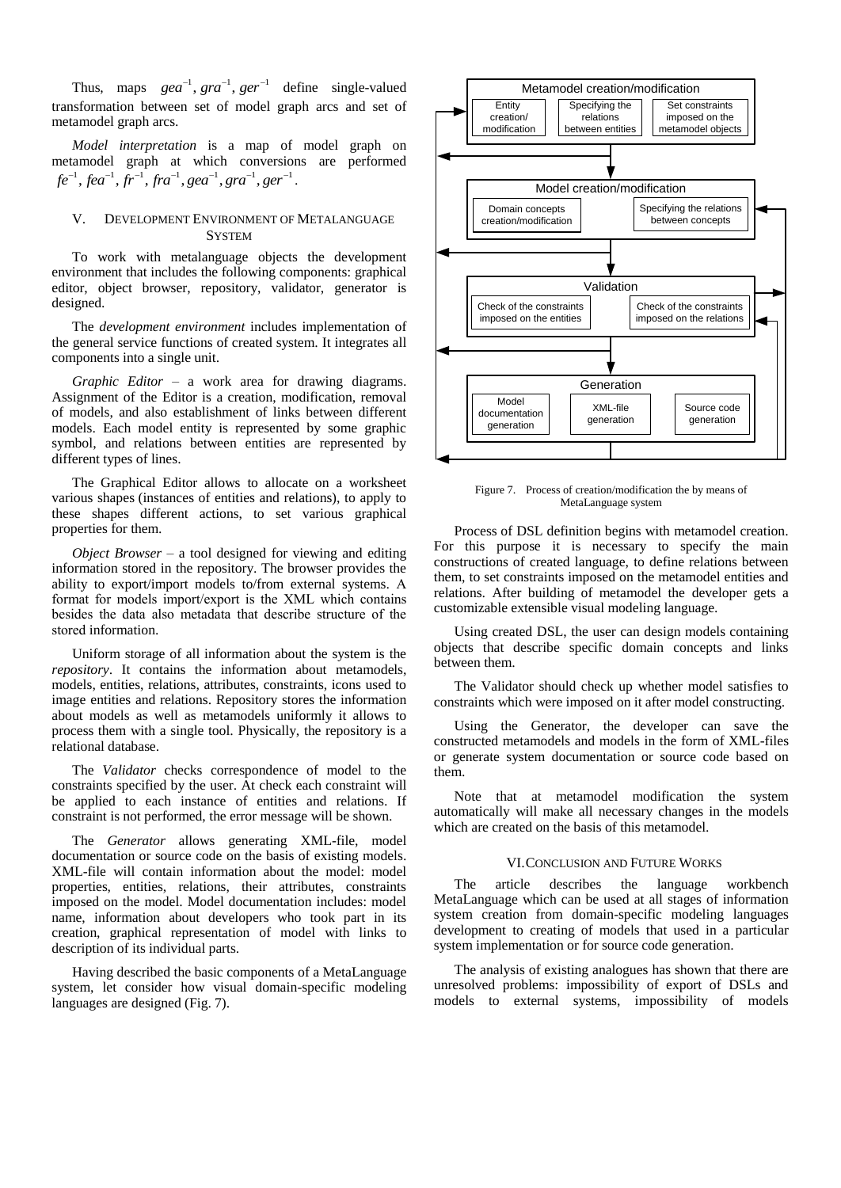Thus, maps $gea^{-1}, gra^{-1}, ger^{-1}$ define single-valued transformation between set of model graph arcs and set of metamodel graph arcs.

*Model interpretation* is a map of model graph on metamodel graph at which conversions are performed $fe^{-1}, fea^{-1}, fr^{-1}, fra^{-1}, gea^{-1}, gra^{-1}, ger^{-1}$.

## V. Development Environment of Metalanguage System

To work with metalanguage objects the development environment that includes the following components: graphical editor, object browser, repository, validator, generator is designed.

The *development environment* includes implementation of the general service functions of created system. It integrates all components into a single unit.

*Graphic Editor* – a work area for drawing diagrams. Assignment of the Editor is a creation, modification, removal of models, and also establishment of links between different models. Each model entity is represented by some graphic symbol, and relations between entities are represented by different types of lines.

The Graphical Editor allows to allocate on a worksheet various shapes (instances of entities and relations), to apply to these shapes different actions, to set various graphical properties for them.

*Object Browser* – a tool designed for viewing and editing information stored in the repository. The browser provides the ability to export/import models to/from external systems. A format for models import/export is the XML which contains besides the data also metadata that describe structure of the stored information.

Uniform storage of all information about the system is the *repository*. It contains the information about metamodels, models, entities, relations, attributes, constraints, icons used to image entities and relations. Repository stores the information about models as well as metamodels uniformly it allows to process them with a single tool. Physically, the repository is a relational database.

The *Validator* checks correspondence of model to the constraints specified by the user. At check each constraint will be applied to each instance of entities and relations. If constraint is not performed, the error message will be shown.

The *Generator* allows generating XML-file, model documentation or source code on the basis of existing models. XML-file will contain information about the model: model properties, entities, relations, their attributes, constraints imposed on the model. Model documentation includes: model name, information about developers who took part in its creation, graphical representation of model with links to description of its individual parts.

Having described the basic components of a MetaLanguage system, let consider how visual domain-specific modeling languages are designed (Fig. 7).

Metamodel creation/modification
Entity creation/ modification
Specifying the relations between entities
Set constraints imposed on the metamodel objects
Model creation/modification
Domain concepts creation/modification
Specifying the relations between concepts
Validation
Check of the constraints imposed on the entities
Check of the constraints imposed on the relations
Generation
Model documentation generation
XML-file generation
Source code generation

Figure 7. Process of creation/modification the by means of MetaLanguage system

Process of DSL definition begins with metamodel creation. For this purpose it is necessary to specify the main constructions of created language, to define relations between them, to set constraints imposed on the metamodel entities and relations. After building of metamodel the developer gets a customizable extensible visual modeling language.

Using created DSL, the user can design models containing objects that describe specific domain concepts and links between them.

The Validator should check up whether model satisfies to constraints which were imposed on it after model constructing.

Using the Generator, the developer can save the constructed metamodels and models in the form of XML-files or generate system documentation or source code based on them.

Note that at metamodel modification the system automatically will make all necessary changes in the models which are created on the basis of this metamodel.

## VI. Conclusion and Future Works

The article describes the language workbench MetaLanguage which can be used at all stages of information system creation from domain-specific modeling languages development to creating of models that used in a particular system implementation or for source code generation.

The analysis of existing analogues has shown that there are unresolved problems: impossibility of export of DSLs and models to external systems, impossibility of models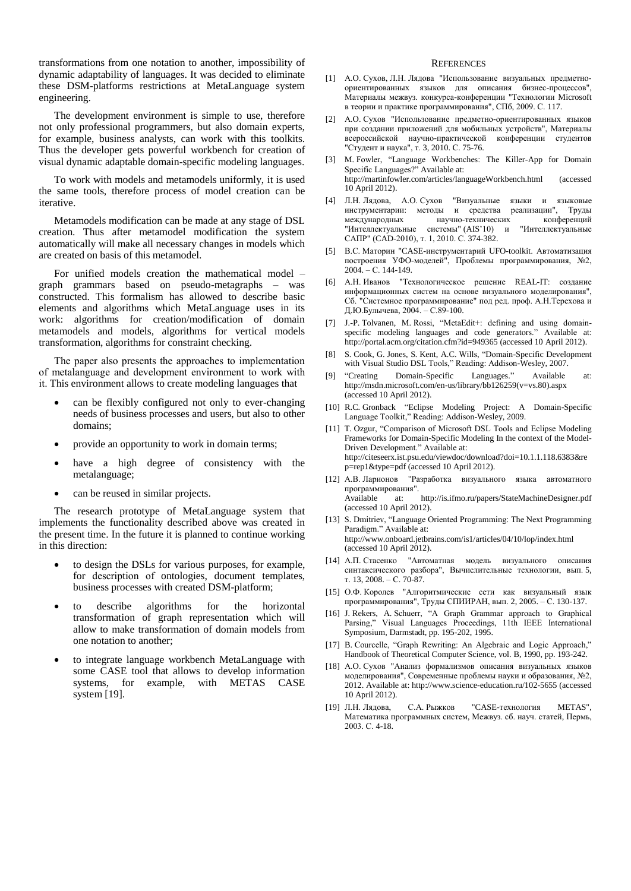transformations from one notation to another, impossibility of dynamic adaptability of languages. It was decided to eliminate these DSM-platforms restrictions at MetaLanguage system engineering.

The development environment is simple to use, therefore not only professional programmers, but also domain experts, for example, business analysts, can work with this toolkits. Thus the developer gets powerful workbench for creation of visual dynamic adaptable domain-specific modeling languages.

To work with models and metamodels uniformly, it is used the same tools, therefore process of model creation can be iterative.

Metamodels modification can be made at any stage of DSL creation. Thus after metamodel modification the system automatically will make all necessary changes in models which are created on basis of this metamodel.

For unified models creation the mathematical model – graph grammars based on pseudo-metagraphs – was constructed. This formalism has allowed to describe basic elements and algorithms which MetaLanguage uses in its work: algorithms for creation/modification of domain metamodels and models, algorithms for vertical models transformation, algorithms for constraint checking.

The paper also presents the approaches to implementation of metalanguage and development environment to work with it. This environment allows to create modeling languages that

- can be flexibly configured not only to ever-changing needs of business processes and users, but also to other domains;
- provide an opportunity to work in domain terms;
- have a high degree of consistency with the metalanguage;
- can be reused in similar projects.

The research prototype of MetaLanguage system that implements the functionality described above was created in the present time. In the future it is planned to continue working in this direction:

- to design the DSLs for various purposes, for example, for description of ontologies, document templates, business processes with created DSM-platform;
- to describe algorithms for the horizontal transformation of graph representation which will allow to make transformation of domain models from one notation to another;
- to integrate language workbench MetaLanguage with some CASE tool that allows to develop information systems, for example, with METAS CASE system [19].

## References

[1] А.О. Сухов, Л.Н. Лядова "Использование визуальных предметно-ориентированных языков для описания бизнес-процессов", Материалы межвуз. конкурса-конференции "Технологии Microsoft в теории и практике программирования", СПб, 2009. С. 117.

[2] А.О. Сухов "Использование предметно-ориентированных языков при создании приложений для мобильных устройств", Материалы всероссийской научно-практической конференции студентов "Студент и наука", т. 3, 2010. С. 75-76.

[3] M. Fowler, "Language Workbenches: The Killer-App for Domain Specific Languages?" Available at: http://martinfowler.com/articles/languageWorkbench.html (accessed 10 April 2012).

[4] Л.Н. Лядова, А.О. Сухов "Визуальные языки и языковые инструментарии: методы и средства реализации", Труды международных научно-технических конференций "Интеллектуальные системы" (AIS'10) и "Интеллектуальные САПР" (CAD-2010), т. 1, 2010. С. 374-382.

[5] В.С. Маторин "CASE-инструментарий UFO-toolkit. Автоматизация построения УФО-моделей", Проблемы программирования, №2, 2004. – С. 144-149.

[6] А.Н. Иванов "Технологическое решение REAL-IT: создание информационных систем на основе визуального моделирования", Сб. "Системное программирование" под ред. проф. А.Н.Терехова и Д.Ю.Булычева, 2004. – С.89-100.

[7] J.-P. Tolvanen, M. Rossi, "MetaEdit+: defining and using domain-specific modeling languages and code generators." Available at: http://portal.acm.org/citation.cfm?id=949365 (accessed 10 April 2012).

[8] S. Cook, G. Jones, S. Kent, A.C. Wills, "Domain-Specific Development with Visual Studio DSL Tools," Reading: Addison-Wesley, 2007.

[9] "Creating Domain-Specific Languages." Available at: http://msdn.microsoft.com/en-us/library/bb126259(v=vs.80).aspx (accessed 10 April 2012).

[10] R.C. Gronback "Eclipse Modeling Project: A Domain-Specific Language Toolkit," Reading: Addison-Wesley, 2009.

[11] T. Ozgur, "Comparison of Microsoft DSL Tools and Eclipse Modeling Frameworks for Domain-Specific Modeling In the context of the Model-Driven Development." Available at: http://citeseerx.ist.psu.edu/viewdoc/download?doi=10.1.1.118.6383&rep=rep1&type=pdf (accessed 10 April 2012).

[12] А.В. Ларионов "Разработка визуального языка автоматного программирования". Available at: http://is.ifmo.ru/papers/StateMachineDesigner.pdf (accessed 10 April 2012).

[13] S. Dmitriev, "Language Oriented Programming: The Next Programming Paradigm." Available at: http://www.onboard.jetbrains.com/is1/articles/04/10/lop/index.html (accessed 10 April 2012).

[14] А.П. Стасенко "Автоматная модель визуального описания синтаксического разбора", Вычислительные технологии, вып. 5, т. 13, 2008. – С. 70-87.

[15] О.Ф. Королев "Алгоритмические сети как визуальный язык программирования", Труды СПИИРАН, вып. 2, 2005. – С. 130-137.

[16] J. Rekers, A. Schuerr, "A Graph Grammar approach to Graphical Parsing," Visual Languages Proceedings, 11th IEEE International Symposium, Darmstadt, pp. 195-202, 1995.

[17] B. Courcelle, "Graph Rewriting: An Algebraic and Logic Approach," Handbook of Theoretical Computer Science, vol. B, 1990, pp. 193-242.

[18] А.О. Сухов "Анализ формализмов описания визуальных языков моделирования", Современные проблемы науки и образования, №2, 2012. Available at: http://www.science-education.ru/102-5655 (accessed 10 April 2012).

[19] Л.Н. Лядова, С.А. Рыжков "CASE-технология METAS", Математика программных систем, Межвуз. сб. науч. статей, Пермь, 2003. С. 4-18.